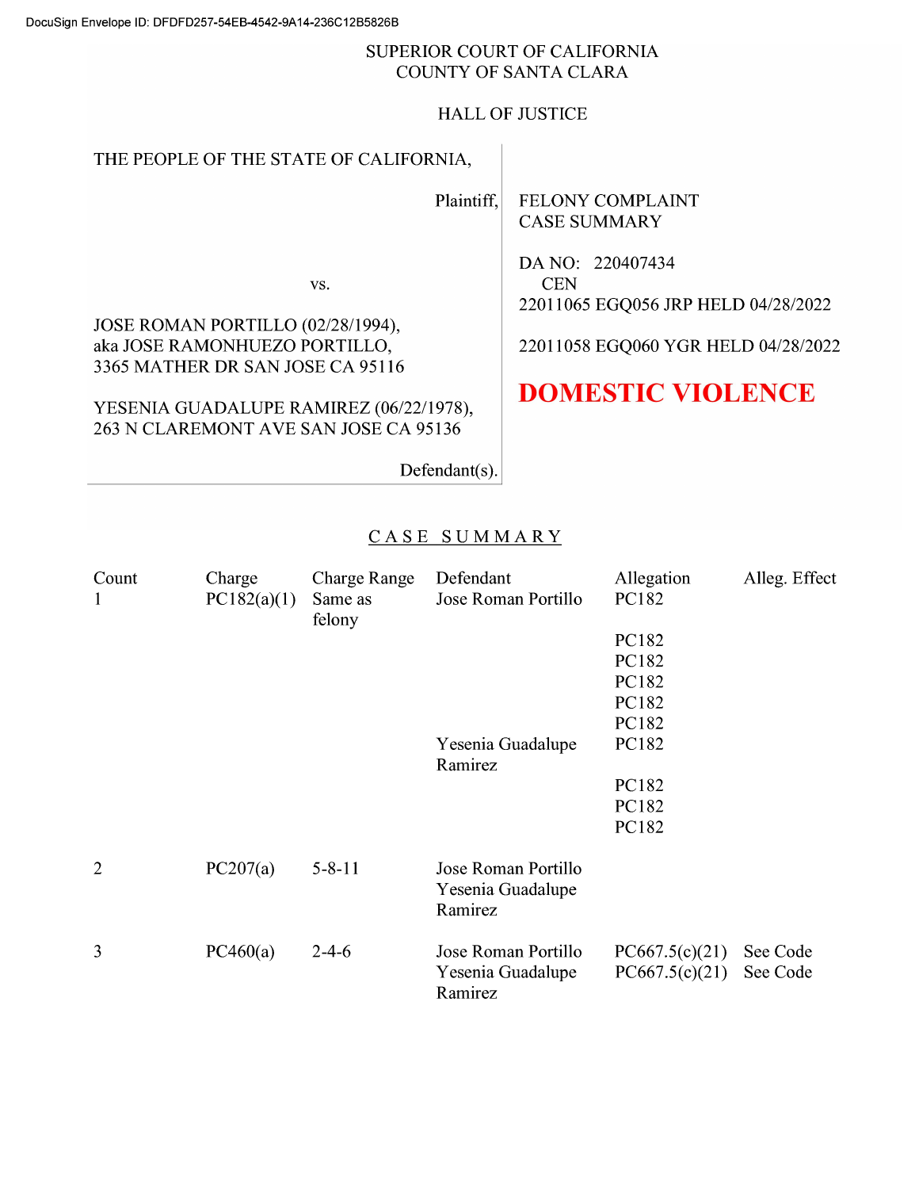DocuSign Envelope ID: DFDFD257-54EB-4542-9A14-236C12B5826B

SUPERIOR COURT OF CALIFORNIA
COUNTY OF SANTA CLARA

HALL OF JUSTICE

THE PEOPLE OF THE STATE OF CALIFORNIA,

Plaintiff,

vs.

JOSE ROMAN PORTILLO (02/28/1994),
aka JOSE RAMONHUEZO PORTILLO,
3365 MATHER DR SAN JOSE CA 95116

YESENIA GUADALUPE RAMIREZ (06/22/1978),
263 N CLAREMONT AVE SAN JOSE CA 95136

Defendant(s).

FELONY COMPLAINT
CASE SUMMARY

DA NO: 220407434
CEN
22011065 EGQ056 JRP HELD 04/28/2022

22011058 EGQ060 YGR HELD 04/28/2022

**DOMESTIC VIOLENCE**

## CASE SUMMARY

| Count | Charge | Charge Range | Defendant | Allegation | Alleg. Effect |
|---|---|---|---|---|---|
| 1 | PC182(a)(1) | Same as felony | Jose Roman Portillo | PC182 | |
| | | | | PC182 | |
| | | | | PC182 | |
| | | | | PC182 | |
| | | | | PC182 | |
| | | | | PC182 | |
| | | | Yesenia Guadalupe Ramirez | PC182 | |
| | | | | PC182 | |
| | | | | PC182 | |
| | | | | PC182 | |
| 2 | PC207(a) | 5-8-11 | Jose Roman Portillo | | |
| | | | Yesenia Guadalupe Ramirez | | |
| 3 | PC460(a) | 2-4-6 | Jose Roman Portillo | PC667.5(c)(21) | See Code |
| | | | Yesenia Guadalupe Ramirez | PC667.5(c)(21) | See Code |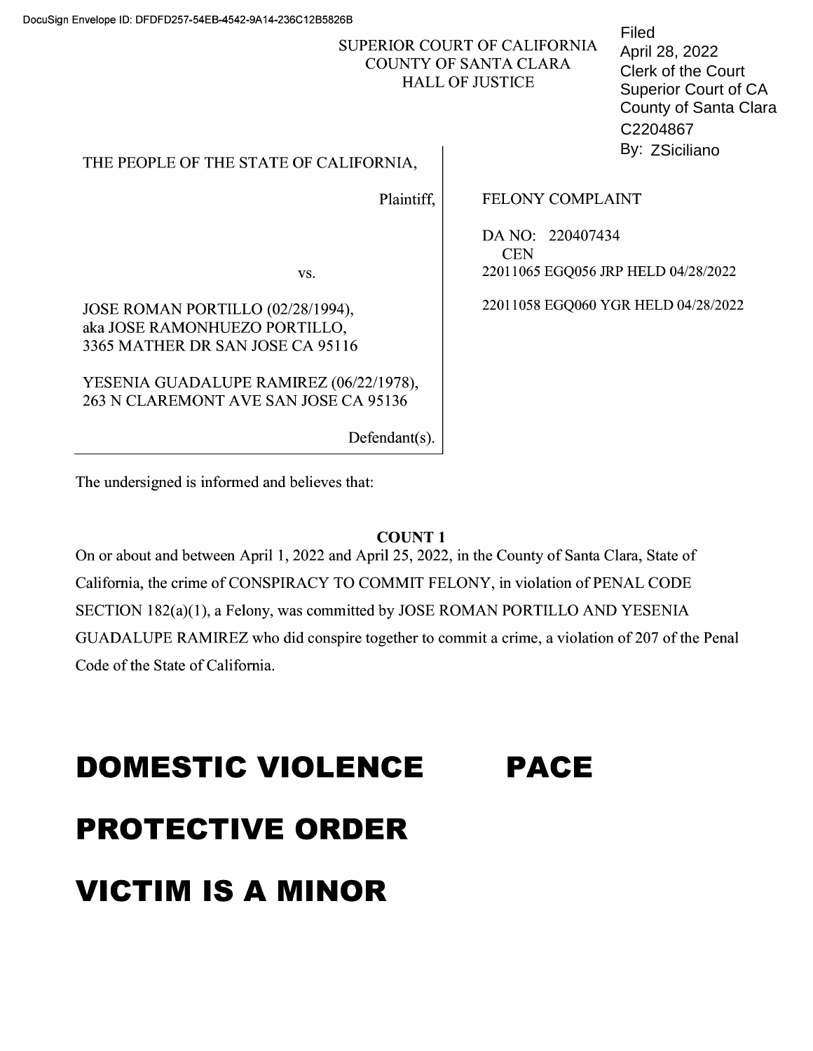DocuSign Envelope ID: DFDFD257-54EB-4542-9A14-236C12B5826B

SUPERIOR COURT OF CALIFORNIA
COUNTY OF SANTA CLARA
HALL OF JUSTICE

Filed
April 28, 2022
Clerk of the Court
Superior Court of CA
County of Santa Clara
C2204867
By: ZSiciliano

| | |
|---|---|
| THE PEOPLE OF THE STATE OF CALIFORNIA,<br><br>Plaintiff,<br><br>vs.<br><br>JOSE ROMAN PORTILLO (02/28/1994),<br>aka JOSE RAMONHUEZO PORTILLO,<br>3365 MATHER DR SAN JOSE CA 95116<br><br>YESENIA GUADALUPE RAMIREZ (06/22/1978),<br>263 N CLAREMONT AVE SAN JOSE CA 95136<br><br>Defendant(s). | FELONY COMPLAINT<br><br>DA NO: 220407434<br>CEN<br>22011065 EGQ056 JRP HELD 04/28/2022<br><br>22011058 EGQ060 YGR HELD 04/28/2022 |

The undersigned is informed and believes that:

**COUNT 1**

On or about and between April 1, 2022 and April 25, 2022, in the County of Santa Clara, State of California, the crime of CONSPIRACY TO COMMIT FELONY, in violation of PENAL CODE SECTION 182(a)(1), a Felony, was committed by JOSE ROMAN PORTILLO AND YESENIA GUADALUPE RAMIREZ who did conspire together to commit a crime, a violation of 207 of the Penal Code of the State of California.

# DOMESTIC VIOLENCE PACE

# PROTECTIVE ORDER

# VICTIM IS A MINOR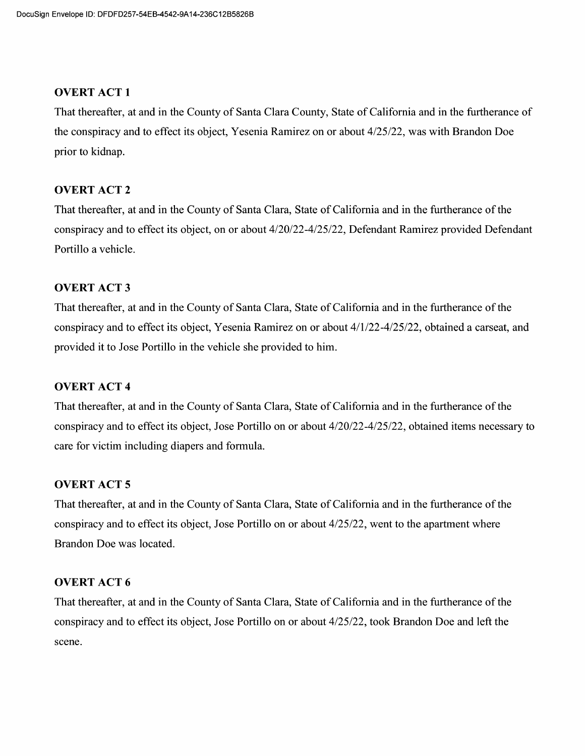**OVERT ACT 1**

That thereafter, at and in the County of Santa Clara County, State of California and in the furtherance of the conspiracy and to effect its object, Yesenia Ramirez on or about 4/25/22, was with Brandon Doe prior to kidnap.

**OVERT ACT 2**

That thereafter, at and in the County of Santa Clara, State of California and in the furtherance of the conspiracy and to effect its object, on or about 4/20/22-4/25/22, Defendant Ramirez provided Defendant Portillo a vehicle.

**OVERT ACT 3**

That thereafter, at and in the County of Santa Clara, State of California and in the furtherance of the conspiracy and to effect its object, Yesenia Ramirez on or about 4/1/22-4/25/22, obtained a carseat, and provided it to Jose Portillo in the vehicle she provided to him.

**OVERT ACT 4**

That thereafter, at and in the County of Santa Clara, State of California and in the furtherance of the conspiracy and to effect its object, Jose Portillo on or about 4/20/22-4/25/22, obtained items necessary to care for victim including diapers and formula.

**OVERT ACT 5**

That thereafter, at and in the County of Santa Clara, State of California and in the furtherance of the conspiracy and to effect its object, Jose Portillo on or about 4/25/22, went to the apartment where Brandon Doe was located.

**OVERT ACT 6**

That thereafter, at and in the County of Santa Clara, State of California and in the furtherance of the conspiracy and to effect its object, Jose Portillo on or about 4/25/22, took Brandon Doe and left the scene.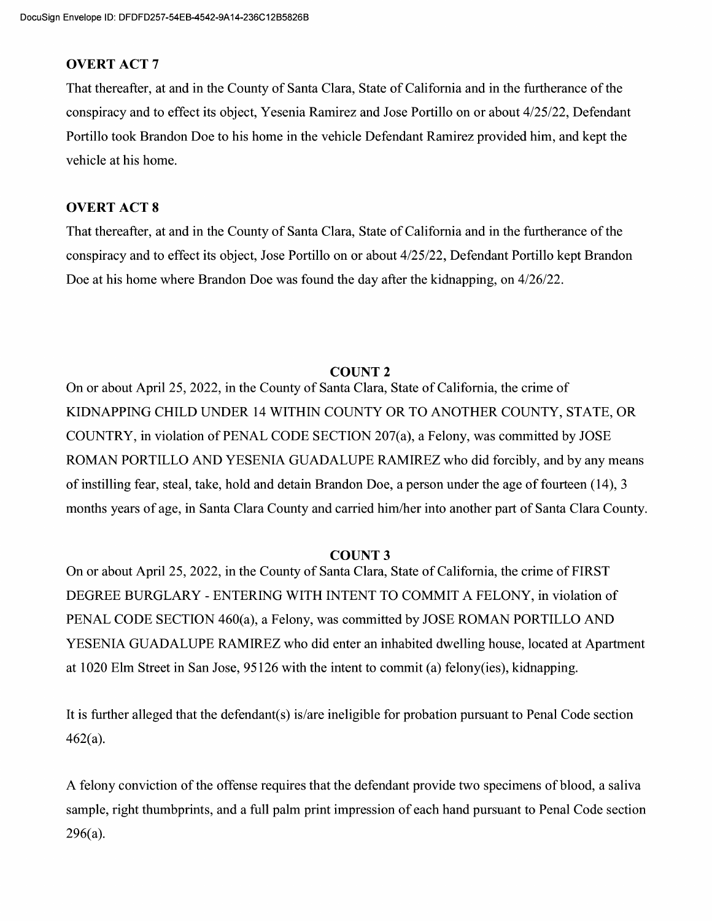**OVERT ACT 7**

That thereafter, at and in the County of Santa Clara, State of California and in the furtherance of the conspiracy and to effect its object, Yesenia Ramirez and Jose Portillo on or about 4/25/22, Defendant Portillo took Brandon Doe to his home in the vehicle Defendant Ramirez provided him, and kept the vehicle at his home.

**OVERT ACT 8**

That thereafter, at and in the County of Santa Clara, State of California and in the furtherance of the conspiracy and to effect its object, Jose Portillo on or about 4/25/22, Defendant Portillo kept Brandon Doe at his home where Brandon Doe was found the day after the kidnapping, on 4/26/22.

**COUNT 2**

On or about April 25, 2022, in the County of Santa Clara, State of California, the crime of KIDNAPPING CHILD UNDER 14 WITHIN COUNTY OR TO ANOTHER COUNTY, STATE, OR COUNTRY, in violation of PENAL CODE SECTION 207(a), a Felony, was committed by JOSE ROMAN PORTILLO AND YESENIA GUADALUPE RAMIREZ who did forcibly, and by any means of instilling fear, steal, take, hold and detain Brandon Doe, a person under the age of fourteen (14), 3 months years of age, in Santa Clara County and carried him/her into another part of Santa Clara County.

**COUNT 3**

On or about April 25, 2022, in the County of Santa Clara, State of California, the crime of FIRST DEGREE BURGLARY - ENTERING WITH INTENT TO COMMIT A FELONY, in violation of PENAL CODE SECTION 460(a), a Felony, was committed by JOSE ROMAN PORTILLO AND YESENIA GUADALUPE RAMIREZ who did enter an inhabited dwelling house, located at Apartment at 1020 Elm Street in San Jose, 95126 with the intent to commit (a) felony(ies), kidnapping.

It is further alleged that the defendant(s) is/are ineligible for probation pursuant to Penal Code section 462(a).

A felony conviction of the offense requires that the defendant provide two specimens of blood, a saliva sample, right thumbprints, and a full palm print impression of each hand pursuant to Penal Code section 296(a).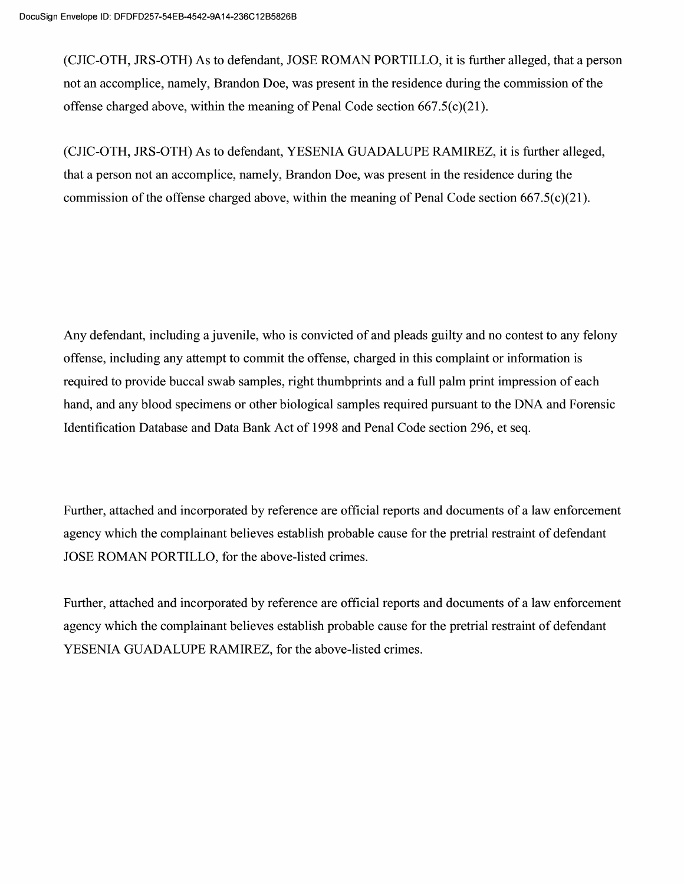(CJIC-OTH, JRS-OTH) As to defendant, JOSE ROMAN PORTILLO, it is further alleged, that a person not an accomplice, namely, Brandon Doe, was present in the residence during the commission of the offense charged above, within the meaning of Penal Code section 667.5(c)(21).

(CJIC-OTH, JRS-OTH) As to defendant, YESENIA GUADALUPE RAMIREZ, it is further alleged, that a person not an accomplice, namely, Brandon Doe, was present in the residence during the commission of the offense charged above, within the meaning of Penal Code section 667.5(c)(21).

Any defendant, including a juvenile, who is convicted of and pleads guilty and no contest to any felony offense, including any attempt to commit the offense, charged in this complaint or information is required to provide buccal swab samples, right thumbprints and a full palm print impression of each hand, and any blood specimens or other biological samples required pursuant to the DNA and Forensic Identification Database and Data Bank Act of 1998 and Penal Code section 296, et seq.

Further, attached and incorporated by reference are official reports and documents of a law enforcement agency which the complainant believes establish probable cause for the pretrial restraint of defendant JOSE ROMAN PORTILLO, for the above-listed crimes.

Further, attached and incorporated by reference are official reports and documents of a law enforcement agency which the complainant believes establish probable cause for the pretrial restraint of defendant YESENIA GUADALUPE RAMIREZ, for the above-listed crimes.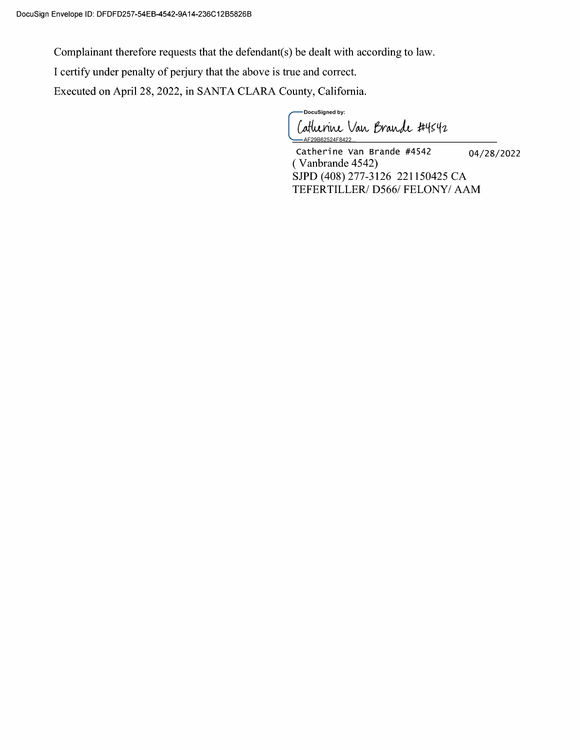Complainant therefore requests that the defendant(s) be dealt with according to law.

I certify under penalty of perjury that the above is true and correct.

Executed on April 28, 2022, in SANTA CLARA County, California.

DocuSigned by:
Catherine Van Brande #4542
AF29B62524F8422...

Catherine Van Brande #4542 04/28/2022
( Vanbrande 4542)
SJPD (408) 277-3126 221150425 CA
TEFERTILLER/ D566/ FELONY/ AAM